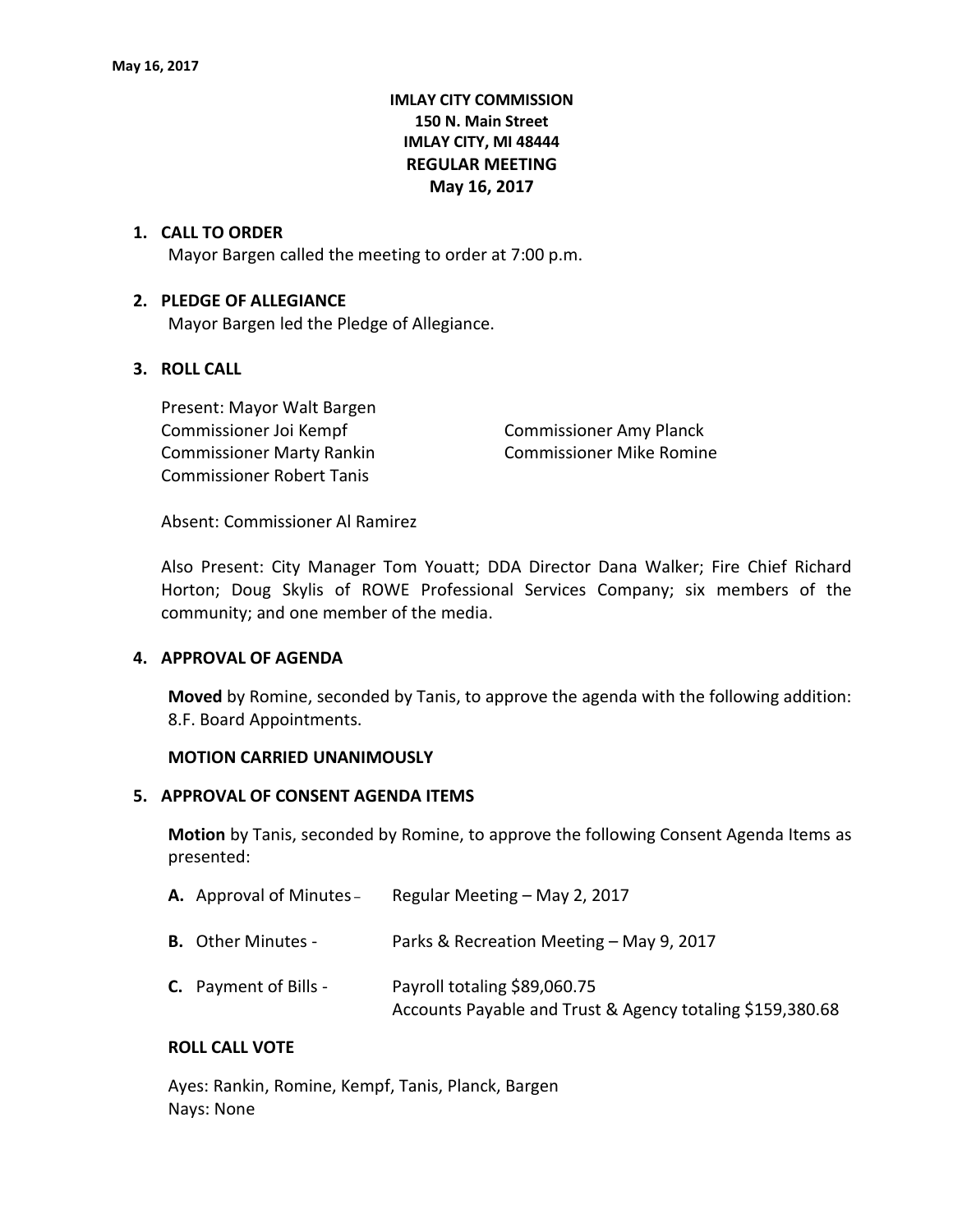**IMLAY CITY COMMISSION**
**150 N. Main Street**
**IMLAY CITY, MI 48444**
**REGULAR MEETING**
**May 16, 2017**

1. **CALL TO ORDER**
   Mayor Bargen called the meeting to order at 7:00 p.m.

2. **PLEDGE OF ALLEGIANCE**
   Mayor Bargen led the Pledge of Allegiance.

3. **ROLL CALL**

   Present: Mayor Walt Bargen
   Commissioner Joi Kempf
   Commissioner Amy Planck
   Commissioner Marty Rankin
   Commissioner Mike Romine
   Commissioner Robert Tanis

   Absent: Commissioner Al Ramirez

   Also Present: City Manager Tom Youatt; DDA Director Dana Walker; Fire Chief Richard Horton; Doug Skylis of ROWE Professional Services Company; six members of the community; and one member of the media.

4. **APPROVAL OF AGENDA**

   **Moved** by Romine, seconded by Tanis, to approve the agenda with the following addition: 8.F. Board Appointments.

   **MOTION CARRIED UNANIMOUSLY**

5. **APPROVAL OF CONSENT AGENDA ITEMS**

   **Motion** by Tanis, seconded by Romine, to approve the following Consent Agenda Items as presented:

   **A.** Approval of Minutes – Regular Meeting – May 2, 2017

   **B.** Other Minutes - Parks & Recreation Meeting – May 9, 2017

   **C.** Payment of Bills - Payroll totaling $89,060.75
   Accounts Payable and Trust & Agency totaling $159,380.68

   **ROLL CALL VOTE**

   Ayes: Rankin, Romine, Kempf, Tanis, Planck, Bargen
   Nays: None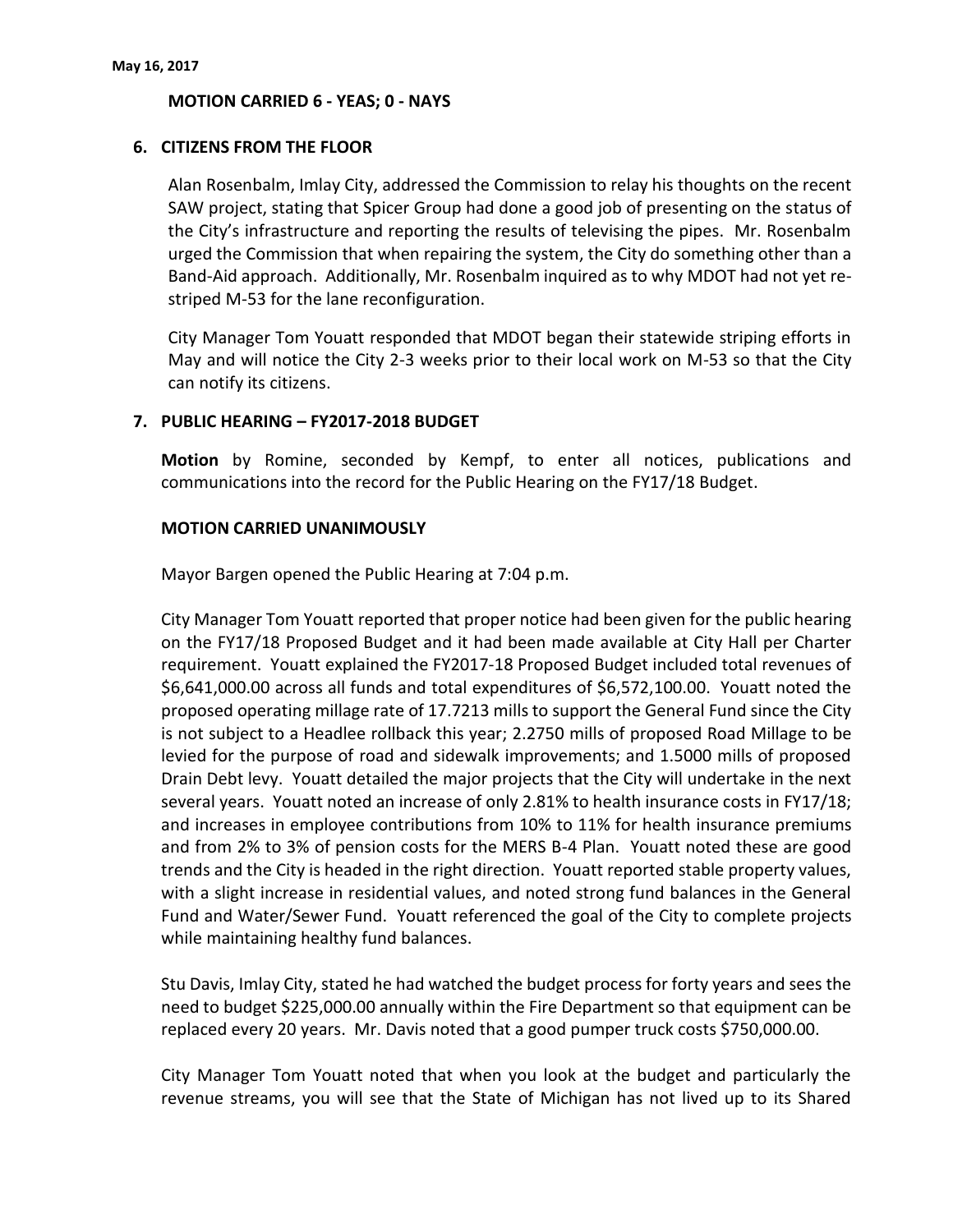**MOTION CARRIED 6 - YEAS; 0 - NAYS**

## 6. CITIZENS FROM THE FLOOR

Alan Rosenbalm, Imlay City, addressed the Commission to relay his thoughts on the recent SAW project, stating that Spicer Group had done a good job of presenting on the status of the City's infrastructure and reporting the results of televising the pipes. Mr. Rosenbalm urged the Commission that when repairing the system, the City do something other than a Band-Aid approach. Additionally, Mr. Rosenbalm inquired as to why MDOT had not yet re-striped M-53 for the lane reconfiguration.

City Manager Tom Youatt responded that MDOT began their statewide striping efforts in May and will notice the City 2-3 weeks prior to their local work on M-53 so that the City can notify its citizens.

## 7. PUBLIC HEARING – FY2017-2018 BUDGET

**Motion** by Romine, seconded by Kempf, to enter all notices, publications and communications into the record for the Public Hearing on the FY17/18 Budget.

**MOTION CARRIED UNANIMOUSLY**

Mayor Bargen opened the Public Hearing at 7:04 p.m.

City Manager Tom Youatt reported that proper notice had been given for the public hearing on the FY17/18 Proposed Budget and it had been made available at City Hall per Charter requirement. Youatt explained the FY2017-18 Proposed Budget included total revenues of $6,641,000.00 across all funds and total expenditures of $6,572,100.00. Youatt noted the proposed operating millage rate of 17.7213 mills to support the General Fund since the City is not subject to a Headlee rollback this year; 2.2750 mills of proposed Road Millage to be levied for the purpose of road and sidewalk improvements; and 1.5000 mills of proposed Drain Debt levy. Youatt detailed the major projects that the City will undertake in the next several years. Youatt noted an increase of only 2.81% to health insurance costs in FY17/18; and increases in employee contributions from 10% to 11% for health insurance premiums and from 2% to 3% of pension costs for the MERS B-4 Plan. Youatt noted these are good trends and the City is headed in the right direction. Youatt reported stable property values, with a slight increase in residential values, and noted strong fund balances in the General Fund and Water/Sewer Fund. Youatt referenced the goal of the City to complete projects while maintaining healthy fund balances.

Stu Davis, Imlay City, stated he had watched the budget process for forty years and sees the need to budget $225,000.00 annually within the Fire Department so that equipment can be replaced every 20 years. Mr. Davis noted that a good pumper truck costs $750,000.00.

City Manager Tom Youatt noted that when you look at the budget and particularly the revenue streams, you will see that the State of Michigan has not lived up to its Shared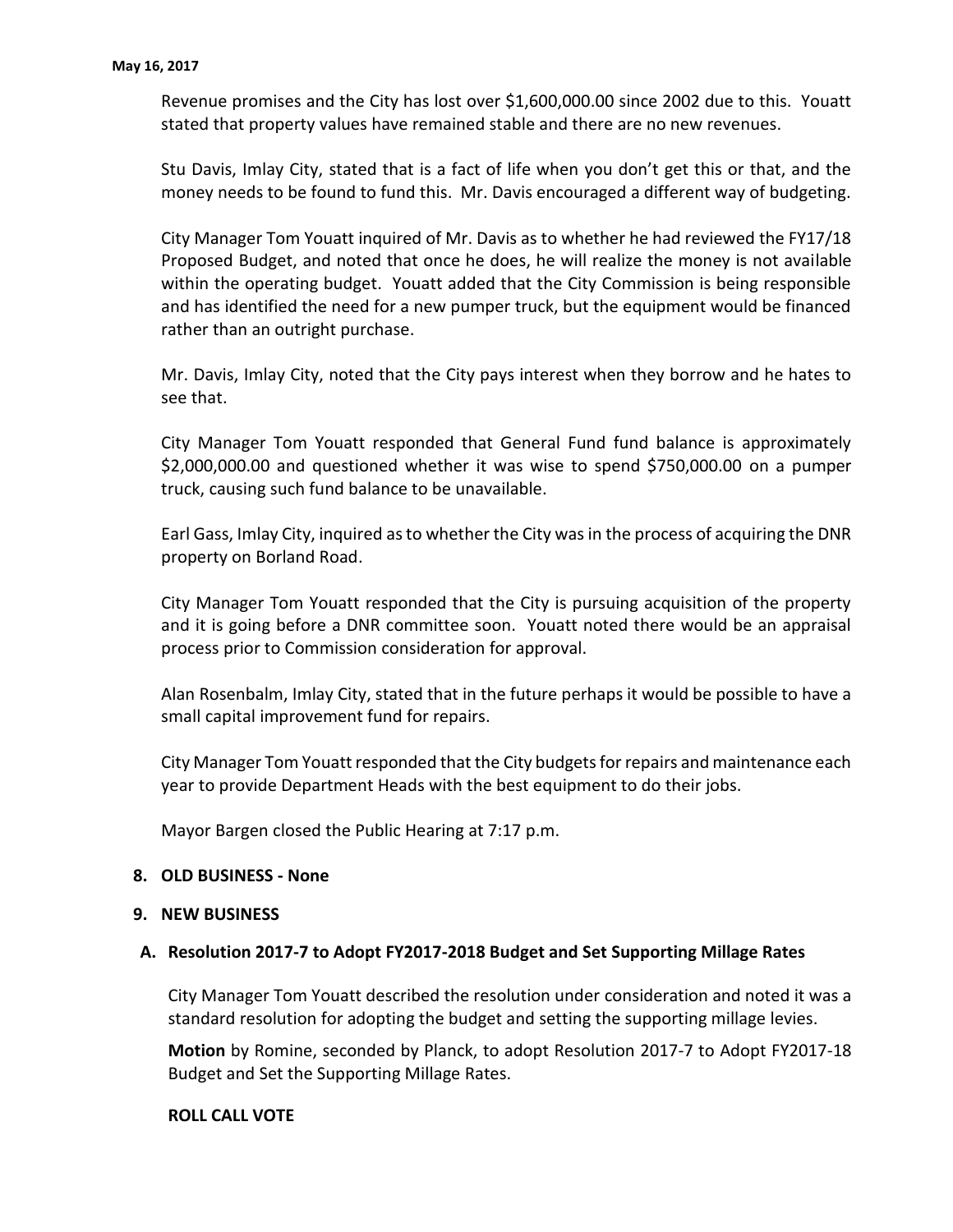Revenue promises and the City has lost over $1,600,000.00 since 2002 due to this. Youatt stated that property values have remained stable and there are no new revenues.

Stu Davis, Imlay City, stated that is a fact of life when you don't get this or that, and the money needs to be found to fund this. Mr. Davis encouraged a different way of budgeting.

City Manager Tom Youatt inquired of Mr. Davis as to whether he had reviewed the FY17/18 Proposed Budget, and noted that once he does, he will realize the money is not available within the operating budget. Youatt added that the City Commission is being responsible and has identified the need for a new pumper truck, but the equipment would be financed rather than an outright purchase.

Mr. Davis, Imlay City, noted that the City pays interest when they borrow and he hates to see that.

City Manager Tom Youatt responded that General Fund fund balance is approximately $2,000,000.00 and questioned whether it was wise to spend $750,000.00 on a pumper truck, causing such fund balance to be unavailable.

Earl Gass, Imlay City, inquired as to whether the City was in the process of acquiring the DNR property on Borland Road.

City Manager Tom Youatt responded that the City is pursuing acquisition of the property and it is going before a DNR committee soon. Youatt noted there would be an appraisal process prior to Commission consideration for approval.

Alan Rosenbalm, Imlay City, stated that in the future perhaps it would be possible to have a small capital improvement fund for repairs.

City Manager Tom Youatt responded that the City budgets for repairs and maintenance each year to provide Department Heads with the best equipment to do their jobs.

Mayor Bargen closed the Public Hearing at 7:17 p.m.

**8. OLD BUSINESS - None**

**9. NEW BUSINESS**

**A. Resolution 2017-7 to Adopt FY2017-2018 Budget and Set Supporting Millage Rates**

City Manager Tom Youatt described the resolution under consideration and noted it was a standard resolution for adopting the budget and setting the supporting millage levies.

**Motion** by Romine, seconded by Planck, to adopt Resolution 2017-7 to Adopt FY2017-18 Budget and Set the Supporting Millage Rates.

**ROLL CALL VOTE**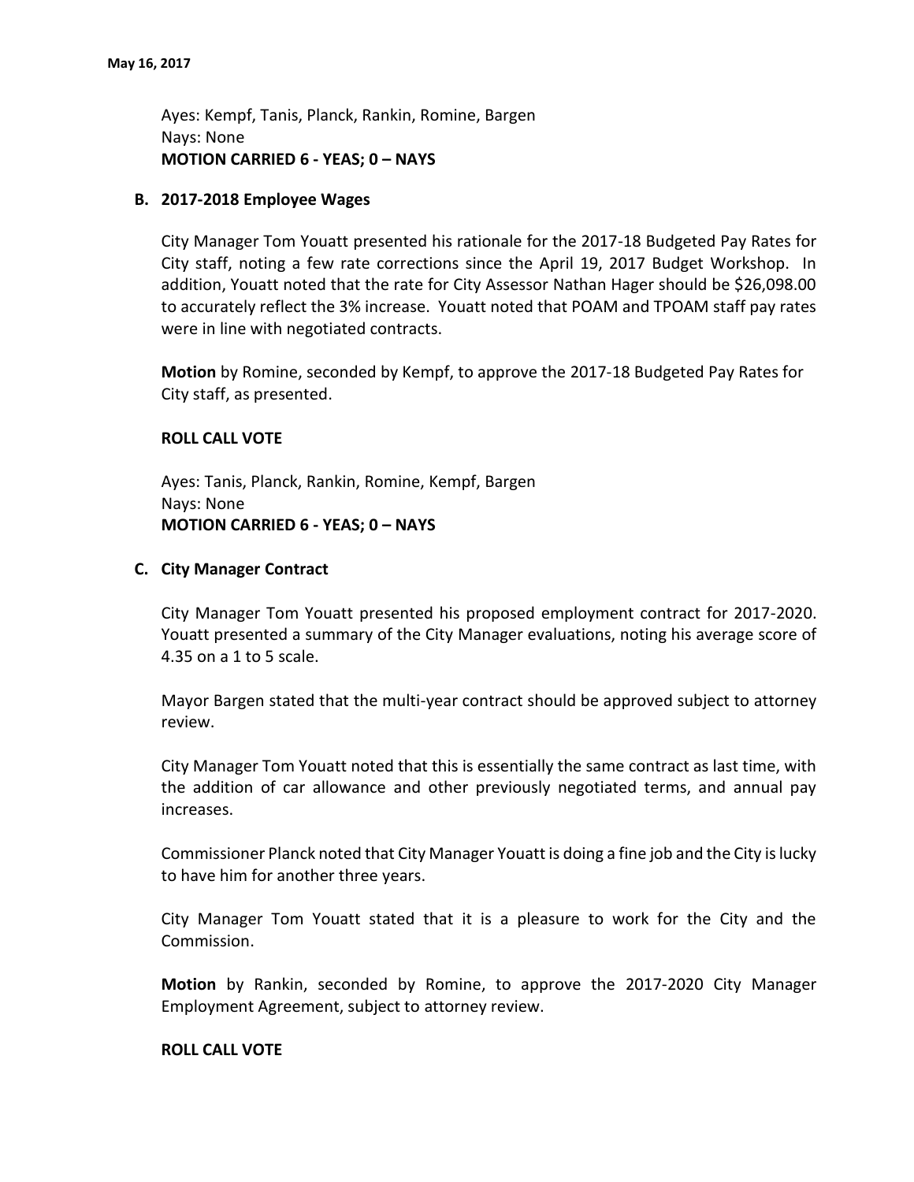Ayes: Kempf, Tanis, Planck, Rankin, Romine, Bargen
Nays: None
**MOTION CARRIED 6 - YEAS; 0 – NAYS**

### B. 2017-2018 Employee Wages

City Manager Tom Youatt presented his rationale for the 2017-18 Budgeted Pay Rates for City staff, noting a few rate corrections since the April 19, 2017 Budget Workshop. In addition, Youatt noted that the rate for City Assessor Nathan Hager should be $26,098.00 to accurately reflect the 3% increase. Youatt noted that POAM and TPOAM staff pay rates were in line with negotiated contracts.

**Motion** by Romine, seconded by Kempf, to approve the 2017-18 Budgeted Pay Rates for City staff, as presented.

**ROLL CALL VOTE**

Ayes: Tanis, Planck, Rankin, Romine, Kempf, Bargen
Nays: None
**MOTION CARRIED 6 - YEAS; 0 – NAYS**

### C. City Manager Contract

City Manager Tom Youatt presented his proposed employment contract for 2017-2020. Youatt presented a summary of the City Manager evaluations, noting his average score of 4.35 on a 1 to 5 scale.

Mayor Bargen stated that the multi-year contract should be approved subject to attorney review.

City Manager Tom Youatt noted that this is essentially the same contract as last time, with the addition of car allowance and other previously negotiated terms, and annual pay increases.

Commissioner Planck noted that City Manager Youatt is doing a fine job and the City is lucky to have him for another three years.

City Manager Tom Youatt stated that it is a pleasure to work for the City and the Commission.

**Motion** by Rankin, seconded by Romine, to approve the 2017-2020 City Manager Employment Agreement, subject to attorney review.

**ROLL CALL VOTE**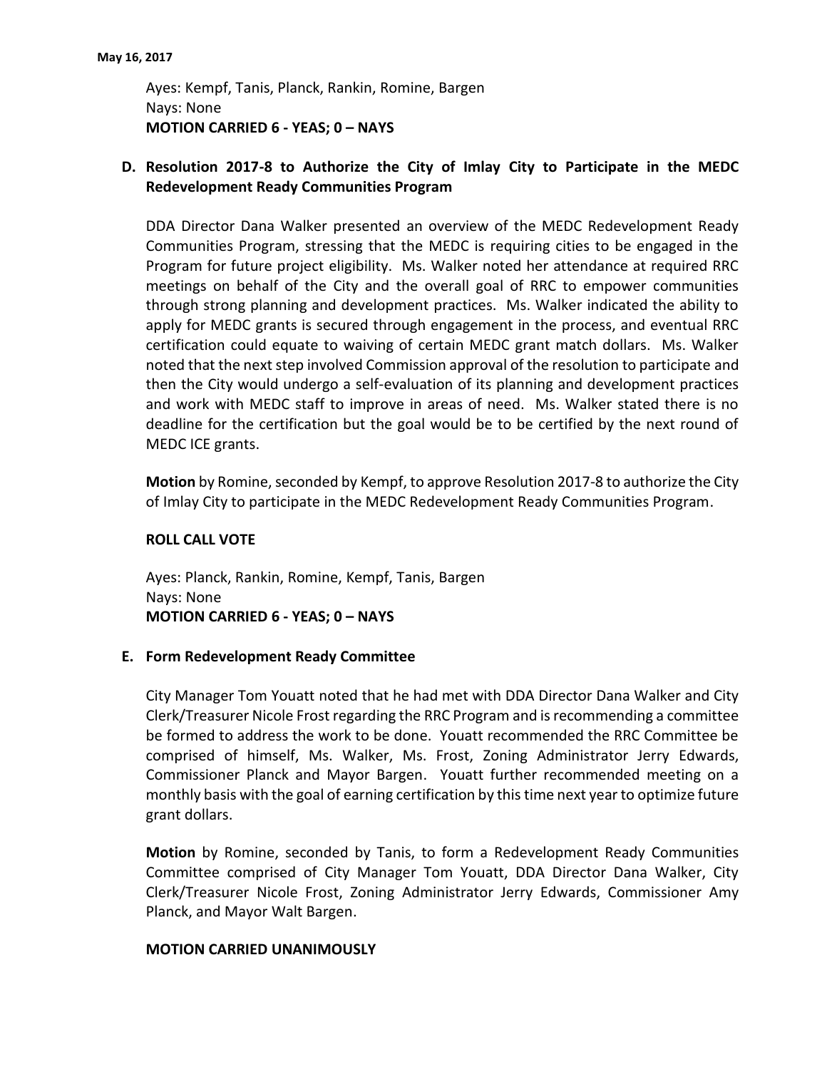Ayes: Kempf, Tanis, Planck, Rankin, Romine, Bargen
Nays: None
**MOTION CARRIED 6 - YEAS; 0 – NAYS**

**D. Resolution 2017-8 to Authorize the City of Imlay City to Participate in the MEDC Redevelopment Ready Communities Program**

DDA Director Dana Walker presented an overview of the MEDC Redevelopment Ready Communities Program, stressing that the MEDC is requiring cities to be engaged in the Program for future project eligibility. Ms. Walker noted her attendance at required RRC meetings on behalf of the City and the overall goal of RRC to empower communities through strong planning and development practices. Ms. Walker indicated the ability to apply for MEDC grants is secured through engagement in the process, and eventual RRC certification could equate to waiving of certain MEDC grant match dollars. Ms. Walker noted that the next step involved Commission approval of the resolution to participate and then the City would undergo a self-evaluation of its planning and development practices and work with MEDC staff to improve in areas of need. Ms. Walker stated there is no deadline for the certification but the goal would be to be certified by the next round of MEDC ICE grants.

**Motion** by Romine, seconded by Kempf, to approve Resolution 2017-8 to authorize the City of Imlay City to participate in the MEDC Redevelopment Ready Communities Program.

**ROLL CALL VOTE**

Ayes: Planck, Rankin, Romine, Kempf, Tanis, Bargen
Nays: None
**MOTION CARRIED 6 - YEAS; 0 – NAYS**

**E. Form Redevelopment Ready Committee**

City Manager Tom Youatt noted that he had met with DDA Director Dana Walker and City Clerk/Treasurer Nicole Frost regarding the RRC Program and is recommending a committee be formed to address the work to be done. Youatt recommended the RRC Committee be comprised of himself, Ms. Walker, Ms. Frost, Zoning Administrator Jerry Edwards, Commissioner Planck and Mayor Bargen. Youatt further recommended meeting on a monthly basis with the goal of earning certification by this time next year to optimize future grant dollars.

**Motion** by Romine, seconded by Tanis, to form a Redevelopment Ready Communities Committee comprised of City Manager Tom Youatt, DDA Director Dana Walker, City Clerk/Treasurer Nicole Frost, Zoning Administrator Jerry Edwards, Commissioner Amy Planck, and Mayor Walt Bargen.

**MOTION CARRIED UNANIMOUSLY**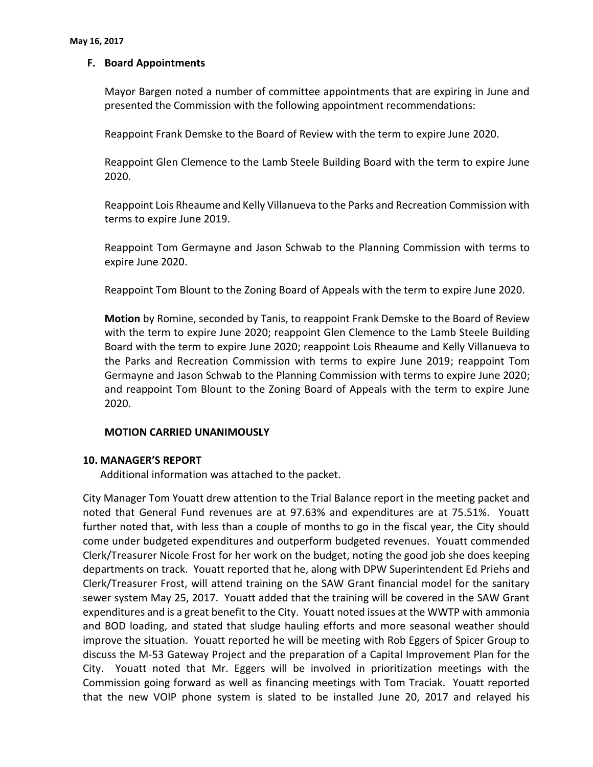### F. Board Appointments

Mayor Bargen noted a number of committee appointments that are expiring in June and presented the Commission with the following appointment recommendations:

Reappoint Frank Demske to the Board of Review with the term to expire June 2020.

Reappoint Glen Clemence to the Lamb Steele Building Board with the term to expire June 2020.

Reappoint Lois Rheaume and Kelly Villanueva to the Parks and Recreation Commission with terms to expire June 2019.

Reappoint Tom Germayne and Jason Schwab to the Planning Commission with terms to expire June 2020.

Reappoint Tom Blount to the Zoning Board of Appeals with the term to expire June 2020.

**Motion** by Romine, seconded by Tanis, to reappoint Frank Demske to the Board of Review with the term to expire June 2020; reappoint Glen Clemence to the Lamb Steele Building Board with the term to expire June 2020; reappoint Lois Rheaume and Kelly Villanueva to the Parks and Recreation Commission with terms to expire June 2019; reappoint Tom Germayne and Jason Schwab to the Planning Commission with terms to expire June 2020; and reappoint Tom Blount to the Zoning Board of Appeals with the term to expire June 2020.

**MOTION CARRIED UNANIMOUSLY**

## 10. MANAGER'S REPORT

Additional information was attached to the packet.

City Manager Tom Youatt drew attention to the Trial Balance report in the meeting packet and noted that General Fund revenues are at 97.63% and expenditures are at 75.51%. Youatt further noted that, with less than a couple of months to go in the fiscal year, the City should come under budgeted expenditures and outperform budgeted revenues. Youatt commended Clerk/Treasurer Nicole Frost for her work on the budget, noting the good job she does keeping departments on track. Youatt reported that he, along with DPW Superintendent Ed Priehs and Clerk/Treasurer Frost, will attend training on the SAW Grant financial model for the sanitary sewer system May 25, 2017. Youatt added that the training will be covered in the SAW Grant expenditures and is a great benefit to the City. Youatt noted issues at the WWTP with ammonia and BOD loading, and stated that sludge hauling efforts and more seasonal weather should improve the situation. Youatt reported he will be meeting with Rob Eggers of Spicer Group to discuss the M-53 Gateway Project and the preparation of a Capital Improvement Plan for the City. Youatt noted that Mr. Eggers will be involved in prioritization meetings with the Commission going forward as well as financing meetings with Tom Traciak. Youatt reported that the new VOIP phone system is slated to be installed June 20, 2017 and relayed his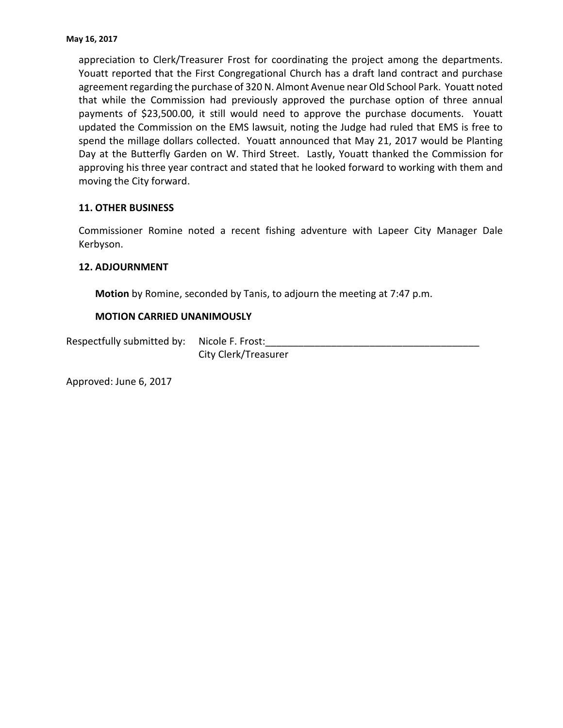appreciation to Clerk/Treasurer Frost for coordinating the project among the departments. Youatt reported that the First Congregational Church has a draft land contract and purchase agreement regarding the purchase of 320 N. Almont Avenue near Old School Park. Youatt noted that while the Commission had previously approved the purchase option of three annual payments of $23,500.00, it still would need to approve the purchase documents. Youatt updated the Commission on the EMS lawsuit, noting the Judge had ruled that EMS is free to spend the millage dollars collected. Youatt announced that May 21, 2017 would be Planting Day at the Butterfly Garden on W. Third Street. Lastly, Youatt thanked the Commission for approving his three year contract and stated that he looked forward to working with them and moving the City forward.

### 11. OTHER BUSINESS

Commissioner Romine noted a recent fishing adventure with Lapeer City Manager Dale Kerbyson.

### 12. ADJOURNMENT

**Motion** by Romine, seconded by Tanis, to adjourn the meeting at 7:47 p.m.

**MOTION CARRIED UNANIMOUSLY**

Respectfully submitted by: Nicole F. Frost:_______________________________________
City Clerk/Treasurer

Approved: June 6, 2017